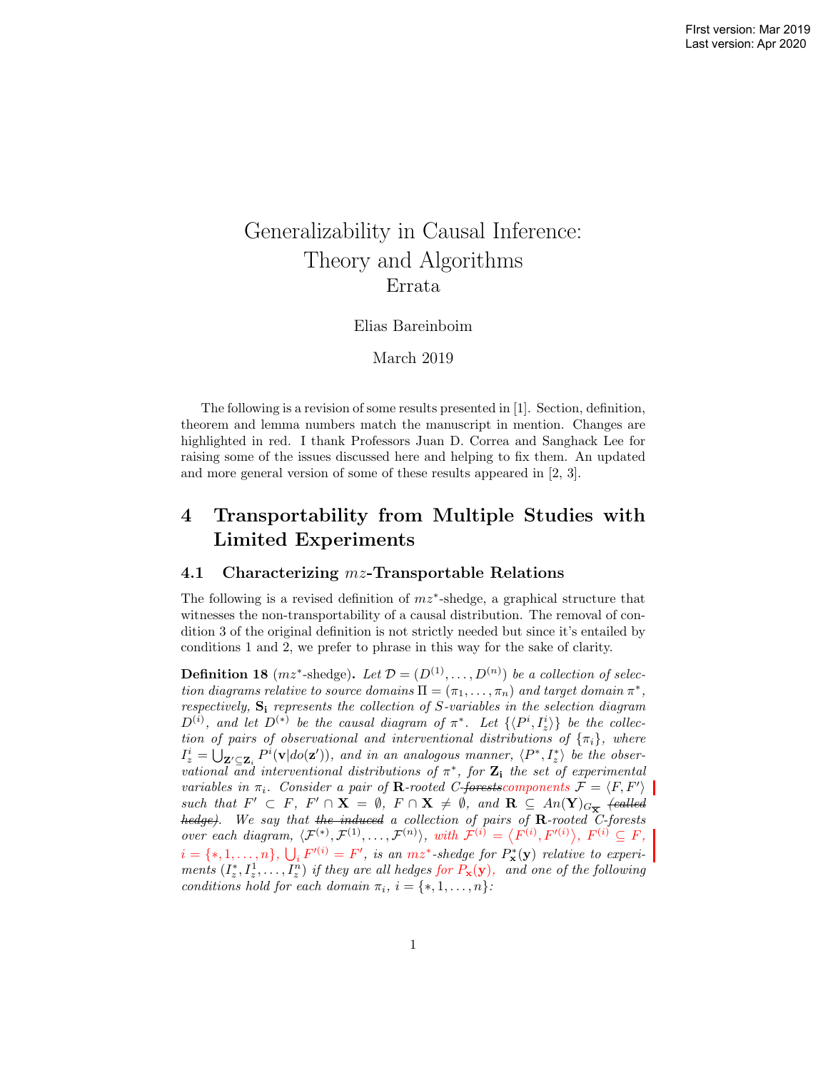FIrst version: Mar 2019
Last version: Apr 2020

# Generalizability in Causal Inference: Theory and Algorithms
## Errata

Elias Bareinboim

March 2019

The following is a revision of some results presented in [1]. Section, definition, theorem and lemma numbers match the manuscript in mention. Changes are highlighted in red. I thank Professors Juan D. Correa and Sanghack Lee for raising some of the issues discussed here and helping to fix them. An updated and more general version of some of these results appeared in [2, 3].

# 4 Transportability from Multiple Studies with Limited Experiments

## 4.1 Characterizing $mz$-Transportable Relations

The following is a revised definition of $mz^*$-shedge, a graphical structure that witnesses the non-transportability of a causal distribution. The removal of condition 3 of the original definition is not strictly needed but since it's entailed by conditions 1 and 2, we prefer to phrase in this way for the sake of clarity.

**Definition 18** ($mz^*$-shedge)**.** *Let $\mathcal{D} = (D^{(1)}, \ldots, D^{(n)})$ be a collection of selection diagrams relative to source domains $\Pi = (\pi_1, \ldots, \pi_n)$ and target domain $\pi^*$, respectively, $\mathbf{S_i}$ represents the collection of S-variables in the selection diagram $D^{(i)}$, and let $D^{(*)}$ be the causal diagram of $\pi^*$. Let $\{\langle P^i, I^i_z\rangle\}$ be the collection of pairs of observational and interventional distributions of $\{\pi_i\}$, where $I^i_z = \bigcup_{\mathbf{Z}' \subseteq \mathbf{Z}_i} P^i(\mathbf{v}|do(\mathbf{z}'))$, and in an analogous manner, $\langle P^*, I^*_z\rangle$ be the observational and interventional distributions of $\pi^*$, for $\mathbf{Z_i}$ the set of experimental variables in $\pi_i$. Consider a pair of $\mathbf{R}$-rooted C-~~forests~~components $\mathcal{F} = \langle F, F'\rangle$ such that $F' \subset F$, $F' \cap \mathbf{X} = \emptyset$, $F \cap \mathbf{X} \neq \emptyset$, and $\mathbf{R} \subseteq An(\mathbf{Y})_{G_{\overline{\mathbf{X}}}}$ ~~(called hedge)~~. We say that ~~the induced~~ a collection of pairs of $\mathbf{R}$-rooted C-forests over each diagram, $\langle \mathcal{F}^{(*)}, \mathcal{F}^{(1)}, \ldots, \mathcal{F}^{(n)}\rangle$, with $\mathcal{F}^{(i)} = \langle F^{(i)}, F'^{(i)}\rangle$, $F^{(i)} \subseteq F$, $i = \{*, 1, \ldots, n\}$, $\bigcup_i F'^{(i)} = F'$, is an $mz^*$-shedge for $P^*_{\mathbf{x}}(\mathbf{y})$ relative to experiments $(I^*_z, I^1_z, \ldots, I^n_z)$ if they are all hedges for $P_{\mathbf{x}}(\mathbf{y})$, and one of the following conditions hold for each domain $\pi_i$, $i = \{*, 1, \ldots, n\}$:*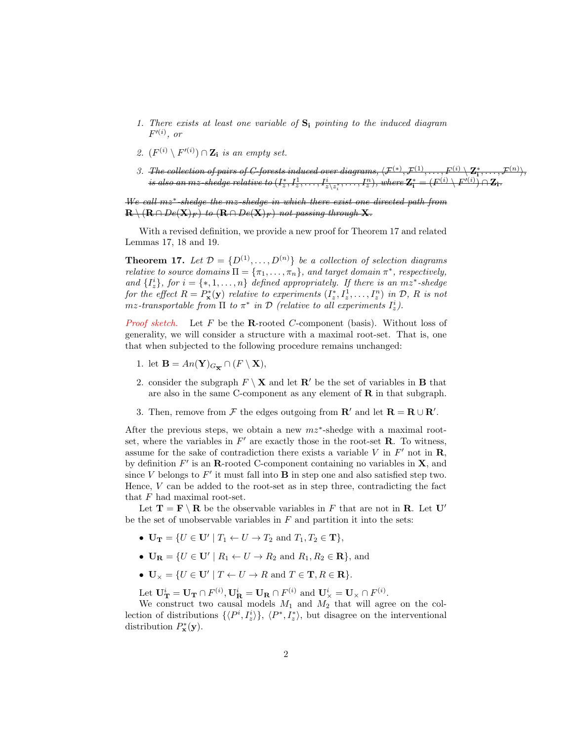1. *There exists at least one variable of $\mathbf{S_i}$ pointing to the induced diagram $F'^{(i)}$, or*

2. *$(F^{(i)} \setminus F'^{(i)}) \cap \mathbf{Z_i}$ is an empty set.*

3. ~~*The collection of pairs of C-forests induced over diagrams, $\langle \mathcal{F}^{(*)}, \mathcal{F}^{(1)}, \ldots, F^{(i)} \setminus \mathbf{Z_i^*}, \ldots, \mathcal{F}^{(n)} \rangle$, is also an mz-shedge relative to $(I_z^*, I_z^1, \ldots, I^i_{z \setminus z_i^*}, \ldots, I_z^n)$, where $\mathbf{Z_i^*} = (F^{(i)} \setminus F'^{(i)}) \cap \mathbf{Z_i}$.*~~

~~*We call mz\*-shedge the mz-shedge in which there exist one directed path from $\mathbf{R} \setminus (\mathbf{R} \cap De(\mathbf{X})_F)$ to $(\mathbf{R} \cap De(\mathbf{X})_F)$ not passing through $\mathbf{X}$.*~~

With a revised definition, we provide a new proof for Theorem 17 and related Lemmas 17, 18 and 19.

**Theorem 17.** *Let $\mathcal{D} = \{D^{(1)}, \ldots, D^{(n)}\}$ be a collection of selection diagrams relative to source domains $\Pi = \{\pi_1, \ldots, \pi_n\}$, and target domain $\pi^*$, respectively, and $\{I_z^i\}$, for $i = \{*, 1, \ldots, n\}$ defined appropriately. If there is an $mz^*$-shedge for the effect $R = P^*_{\mathbf{x}}(\mathbf{y})$ relative to experiments $(I_z^*, I_z^1, \ldots, I_z^n)$ in $\mathcal{D}$, $R$ is not mz-transportable from $\Pi$ to $\pi^*$ in $\mathcal{D}$ (relative to all experiments $I_z^i$).*

*Proof sketch.* Let $F$ be the $\mathbf{R}$-rooted $C$-component (basis). Without loss of generality, we will consider a structure with a maximal root-set. That is, one that when subjected to the following procedure remains unchanged:

1. let $\mathbf{B} = An(\mathbf{Y})_{G_{\overline{\mathbf{X}}}} \cap (F \setminus \mathbf{X})$,

2. consider the subgraph $F \setminus \mathbf{X}$ and let $\mathbf{R}'$ be the set of variables in $\mathbf{B}$ that are also in the same C-component as any element of $\mathbf{R}$ in that subgraph.

3. Then, remove from $\mathcal{F}$ the edges outgoing from $\mathbf{R}'$ and let $\mathbf{R} = \mathbf{R} \cup \mathbf{R}'$.

After the previous steps, we obtain a new $mz^*$-shedge with a maximal root-set, where the variables in $F'$ are exactly those in the root-set $\mathbf{R}$. To witness, assume for the sake of contradiction there exists a variable $V$ in $F'$ not in $\mathbf{R}$, by definition $F'$ is an $\mathbf{R}$-rooted C-component containing no variables in $\mathbf{X}$, and since $V$ belongs to $F'$ it must fall into $\mathbf{B}$ in step one and also satisfied step two. Hence, $V$ can be added to the root-set as in step three, contradicting the fact that $F$ had maximal root-set.

Let $\mathbf{T} = \mathbf{F} \setminus \mathbf{R}$ be the observable variables in $F$ that are not in $\mathbf{R}$. Let $\mathbf{U}'$ be the set of unobservable variables in $F$ and partition it into the sets:

- $\mathbf{U_T} = \{U \in \mathbf{U}' \mid T_1 \leftarrow U \rightarrow T_2 \text{ and } T_1, T_2 \in \mathbf{T}\}$,
- $\mathbf{U_R} = \{U \in \mathbf{U}' \mid R_1 \leftarrow U \rightarrow R_2 \text{ and } R_1, R_2 \in \mathbf{R}\}$, and
- $\mathbf{U}_\times = \{U \in \mathbf{U}' \mid T \leftarrow U \rightarrow R \text{ and } T \in \mathbf{T}, R \in \mathbf{R}\}$.

Let $\mathbf{U}^i_{\mathbf{T}} = \mathbf{U_T} \cap F^{(i)}, \mathbf{U}^i_{\mathbf{R}} = \mathbf{U_R} \cap F^{(i)}$ and $\mathbf{U}^i_\times = \mathbf{U}_\times \cap F^{(i)}$.

We construct two causal models $M_1$ and $M_2$ that will agree on the collection of distributions $\{\langle P^i, I_z^i \rangle\}$, $\langle P^*, I_z^* \rangle$, but disagree on the interventional distribution $P^*_{\mathbf{x}}(\mathbf{y})$.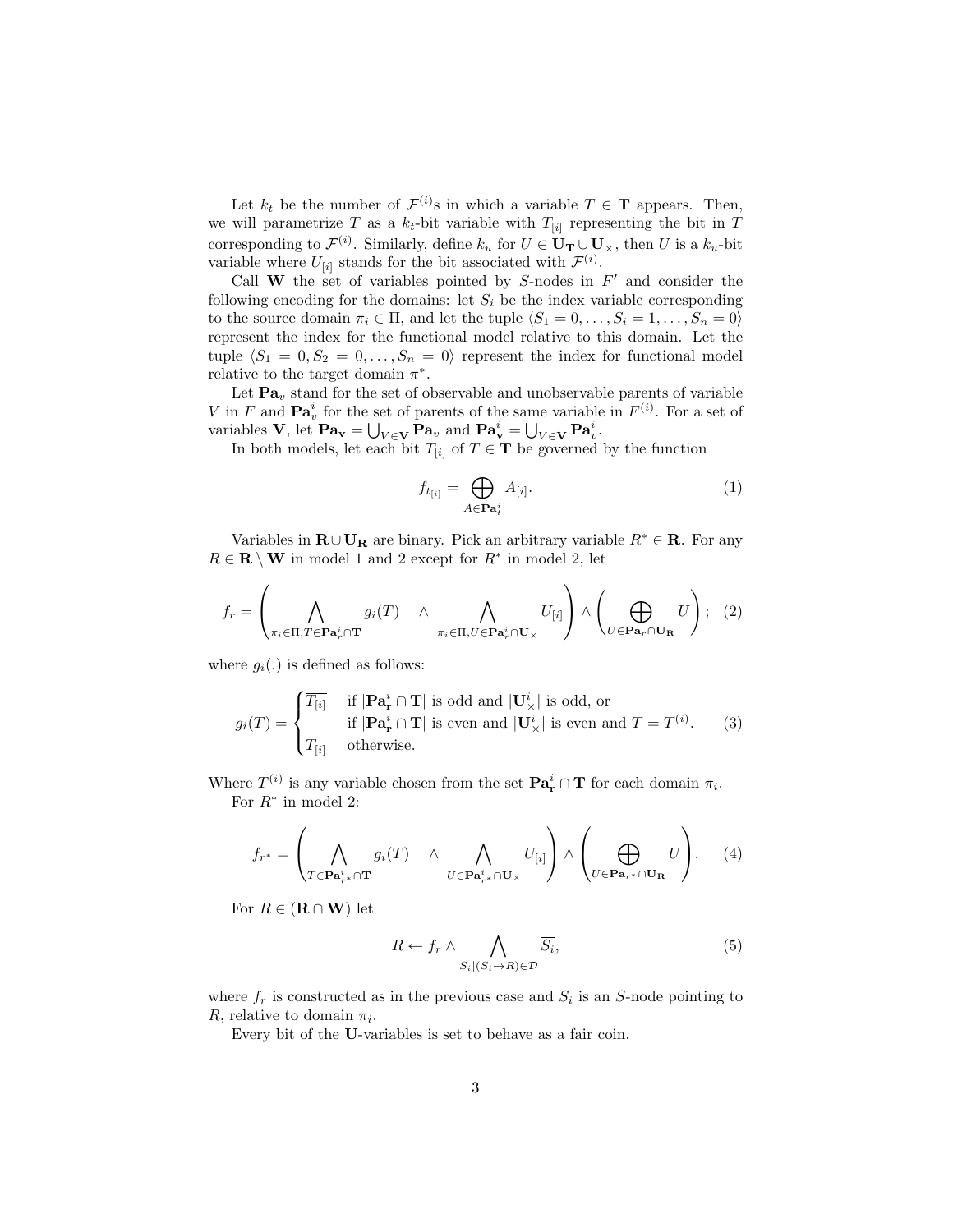Let $k_t$ be the number of $\mathcal{F}^{(i)}$s in which a variable $T \in \mathbf{T}$ appears. Then, we will parametrize $T$ as a $k_t$-bit variable with $T_{[i]}$ representing the bit in $T$ corresponding to $\mathcal{F}^{(i)}$. Similarly, define $k_u$ for $U \in \mathbf{U_T} \cup \mathbf{U}_\times$, then $U$ is a $k_u$-bit variable where $U_{[i]}$ stands for the bit associated with $\mathcal{F}^{(i)}$.

Call $\mathbf{W}$ the set of variables pointed by $S$-nodes in $F'$ and consider the following encoding for the domains: let $S_i$ be the index variable corresponding to the source domain $\pi_i \in \Pi$, and let the tuple $\langle S_1 = 0, \ldots, S_i = 1, \ldots, S_n = 0\rangle$ represent the index for the functional model relative to this domain. Let the tuple $\langle S_1 = 0, S_2 = 0, \ldots, S_n = 0\rangle$ represent the index for functional model relative to the target domain $\pi^*$.

Let $\mathbf{Pa}_v$ stand for the set of observable and unobservable parents of variable $V$ in $F$ and $\mathbf{Pa}^i_v$ for the set of parents of the same variable in $F^{(i)}$. For a set of variables $\mathbf{V}$, let $\mathbf{Pa}_\mathbf{v} = \bigcup_{V\in\mathbf{V}} \mathbf{Pa}_v$ and $\mathbf{Pa}^i_\mathbf{v} = \bigcup_{V\in\mathbf{V}} \mathbf{Pa}^i_v$.

In both models, let each bit $T_{[i]}$ of $T \in \mathbf{T}$ be governed by the function

$$f_{t_{[i]}} = \bigoplus_{A\in\mathbf{Pa}^i_t} A_{[i]}. \tag{1}$$

Variables in $\mathbf{R} \cup \mathbf{U_R}$ are binary. Pick an arbitrary variable $R^* \in \mathbf{R}$. For any $R \in \mathbf{R} \setminus \mathbf{W}$ in model 1 and 2 except for $R^*$ in model 2, let

$$f_r = \left( \bigwedge_{\pi_i\in\Pi, T\in\mathbf{Pa}^i_r\cap\mathbf{T}} g_i(T) \quad\wedge \bigwedge_{\pi_i\in\Pi, U\in\mathbf{Pa}^i_r\cap\mathbf{U}_\times} U_{[i]} \right) \wedge \left( \bigoplus_{U\in\mathbf{Pa}_r\cap\mathbf{U_R}} U \right); \tag{2}$$

where $g_i(.)$ is defined as follows:

$$g_i(T) = \begin{cases} \overline{T_{[i]}} & \text{if } |\mathbf{Pa}^i_\mathbf{r} \cap \mathbf{T}| \text{ is odd and } |\mathbf{U}^i_\times| \text{ is odd, or} \\ & \text{if } |\mathbf{Pa}^i_\mathbf{r} \cap \mathbf{T}| \text{ is even and } |\mathbf{U}^i_\times| \text{ is even and } T = T^{(i)}. \\ T_{[i]} & \text{otherwise.} \end{cases} \tag{3}$$

Where $T^{(i)}$ is any variable chosen from the set $\mathbf{Pa}^i_\mathbf{r} \cap \mathbf{T}$ for each domain $\pi_i$.

For $R^*$ in model 2:

$$f_{r^*} = \left( \bigwedge_{T\in\mathbf{Pa}^i_{r^*}\cap\mathbf{T}} g_i(T) \quad\wedge \bigwedge_{U\in\mathbf{Pa}^i_{r^*}\cap\mathbf{U}_\times} U_{[i]} \right) \wedge \overline{\left( \bigoplus_{U\in\mathbf{Pa}_{r^*}\cap\mathbf{U_R}} U \right)}. \tag{4}$$

For $R \in (\mathbf{R} \cap \mathbf{W})$ let

$$R \leftarrow f_r \wedge \bigwedge_{S_i|(S_i\to R)\in\mathcal{D}} \overline{S_i}, \tag{5}$$

where $f_r$ is constructed as in the previous case and $S_i$ is an $S$-node pointing to $R$, relative to domain $\pi_i$.

Every bit of the $\mathbf{U}$-variables is set to behave as a fair coin.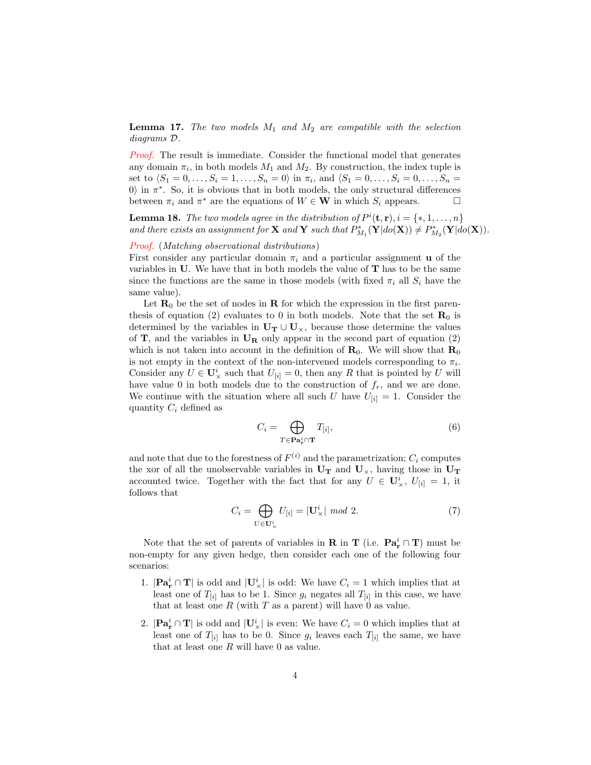**Lemma 17.** *The two models $M_1$ and $M_2$ are compatible with the selection diagrams $\mathcal{D}$.*

*Proof.* The result is immediate. Consider the functional model that generates any domain $\pi_i$, in both models $M_1$ and $M_2$. By construction, the index tuple is set to $\langle S_1 = 0, \ldots, S_i = 1, \ldots, S_n = 0\rangle$ in $\pi_i$, and $\langle S_1 = 0, \ldots, S_i = 0, \ldots, S_n = 0\rangle$ in $\pi^*$. So, it is obvious that in both models, the only structural differences between $\pi_i$ and $\pi^*$ are the equations of $W \in \mathbf{W}$ in which $S_i$ appears. □

**Lemma 18.** *The two models agree in the distribution of $P^i(\mathbf{t}, \mathbf{r}), i = \{*, 1, \ldots, n\}$ and there exists an assignment for $\mathbf{X}$ and $\mathbf{Y}$ such that $P^*_{M_1}(\mathbf{Y}|do(\mathbf{X})) \neq P^*_{M_2}(\mathbf{Y}|do(\mathbf{X}))$.*

*Proof.* (*Matching observational distributions*)
First consider any particular domain $\pi_i$ and a particular assignment $\mathbf{u}$ of the variables in $\mathbf{U}$. We have that in both models the value of $\mathbf{T}$ has to be the same since the functions are the same in those models (with fixed $\pi_i$ all $S_i$ have the same value).

Let $\mathbf{R}_0$ be the set of nodes in $\mathbf{R}$ for which the expression in the first parenthesis of equation (2) evaluates to 0 in both models. Note that the set $\mathbf{R}_0$ is determined by the variables in $\mathbf{U_T} \cup \mathbf{U}_\times$, because those determine the values of $\mathbf{T}$, and the variables in $\mathbf{U_R}$ only appear in the second part of equation (2) which is not taken into account in the definition of $\mathbf{R}_0$. We will show that $\mathbf{R}_0$ is not empty in the context of the non-intervened models corresponding to $\pi_i$. Consider any $U \in \mathbf{U}^i_\times$ such that $U_{[i]} = 0$, then any $R$ that is pointed by $U$ will have value 0 in both models due to the construction of $f_r$, and we are done. We continue with the situation where all such $U$ have $U_{[i]} = 1$. Consider the quantity $C_i$ defined as

$$C_i = \bigoplus_{T \in \mathbf{Pa}^i_\mathbf{r} \cap \mathbf{T}} T_{[i]}, \tag{6}$$

and note that due to the forestness of $F^{(i)}$ and the parametrization; $C_i$ computes the xor of all the unobservable variables in $\mathbf{U_T}$ and $\mathbf{U}_\times$, having those in $\mathbf{U_T}$ accounted twice. Together with the fact that for any $U \in \mathbf{U}^i_\times$, $U_{[i]} = 1$, it follows that

$$C_i = \bigoplus_{U \in \mathbf{U}^i_\times} U_{[i]} = |\mathbf{U}^i_\times| \ mod \ 2. \tag{7}$$

Note that the set of parents of variables in $\mathbf{R}$ in $\mathbf{T}$ (i.e. $\mathbf{Pa}^i_\mathbf{r} \cap \mathbf{T}$) must be non-empty for any given hedge, then consider each one of the following four scenarios:

1. $|\mathbf{Pa}^i_\mathbf{r} \cap \mathbf{T}|$ is odd and $|\mathbf{U}^i_\times|$ is odd: We have $C_i = 1$ which implies that at least one of $T_{[i]}$ has to be 1. Since $g_i$ negates all $T_{[i]}$ in this case, we have that at least one $R$ (with $T$ as a parent) will have 0 as value.

2. $|\mathbf{Pa}^i_\mathbf{r} \cap \mathbf{T}|$ is odd and $|\mathbf{U}^i_\times|$ is even: We have $C_i = 0$ which implies that at least one of $T_{[i]}$ has to be 0. Since $g_i$ leaves each $T_{[i]}$ the same, we have that at least one $R$ will have 0 as value.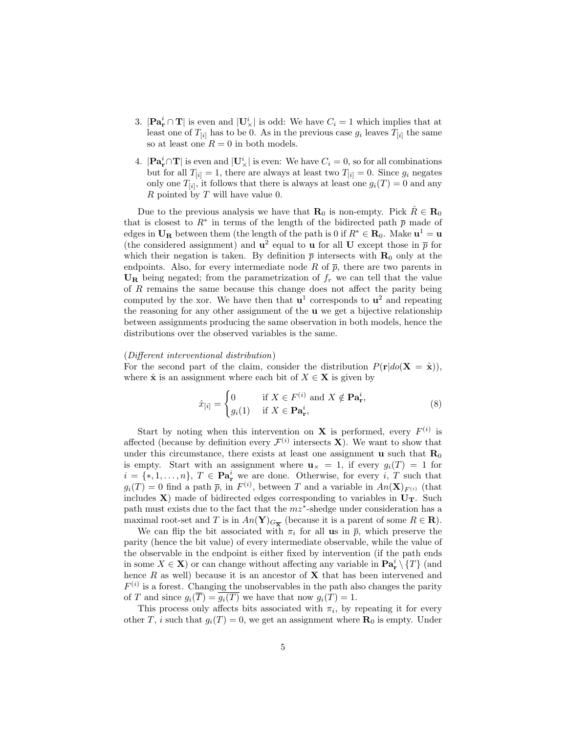3. $|\mathbf{Pa}^i_{\mathbf{r}} \cap \mathbf{T}|$ is even and $|\mathbf{U}^i_\times|$ is odd: We have $C_i = 1$ which implies that at least one of $T_{[i]}$ has to be 0. As in the previous case $g_i$ leaves $T_{[i]}$ the same so at least one $R = 0$ in both models.

4. $|\mathbf{Pa}^i_{\mathbf{r}} \cap \mathbf{T}|$ is even and $|\mathbf{U}^i_\times|$ is even: We have $C_i = 0$, so for all combinations but for all $T_{[i]} = 1$, there are always at least two $T_{[i]} = 0$. Since $g_i$ negates only one $T_{[i]}$, it follows that there is always at least one $g_i(T) = 0$ and any $R$ pointed by $T$ will have value 0.

Due to the previous analysis we have that $\mathbf{R}_0$ is non-empty. Pick $\hat{R} \in \mathbf{R}_0$ that is closest to $R^*$ in terms of the length of the bidirected path $\overline{p}$ made of edges in $\mathbf{U}_\mathbf{R}$ between them (the length of the path is 0 if $R^* \in \mathbf{R}_0$. Make $\mathbf{u}^1 = \mathbf{u}$ (the considered assignment) and $\mathbf{u}^2$ equal to $\mathbf{u}$ for all $\mathbf{U}$ except those in $\overline{p}$ for which their negation is taken. By definition $\overline{p}$ intersects with $\mathbf{R}_0$ only at the endpoints. Also, for every intermediate node $R$ of $\overline{p}$, there are two parents in $\mathbf{U}_\mathbf{R}$ being negated; from the parametrization of $f_r$ we can tell that the value of $R$ remains the same because this change does not affect the parity being computed by the xor. We have then that $\mathbf{u}^1$ corresponds to $\mathbf{u}^2$ and repeating the reasoning for any other assignment of the $\mathbf{u}$ we get a bijective relationship between assignments producing the same observation in both models, hence the distributions over the observed variables is the same.

(*Different interventional distribution*)
For the second part of the claim, consider the distribution $P(\mathbf{r}|do(\mathbf{X} = \hat{\mathbf{x}}))$, where $\hat{\mathbf{x}}$ is an assignment where each bit of $X \in \mathbf{X}$ is given by

$$\hat{x}_{[i]} = \begin{cases} 0 & \text{if } X \in F^{(i)} \text{ and } X \notin \mathbf{Pa}^i_{\mathbf{r}}, \\ g_i(1) & \text{if } X \in \mathbf{Pa}^i_{\mathbf{r}}, \end{cases} \tag{8}$$

Start by noting when this intervention on $\mathbf{X}$ is performed, every $F^{(i)}$ is affected (because by definition every $\mathcal{F}^{(i)}$ intersects $\mathbf{X}$). We want to show that under this circumstance, there exists at least one assignment $\mathbf{u}$ such that $\mathbf{R}_0$ is empty. Start with an assignment where $\mathbf{u}_\times = 1$, if every $g_i(T) = 1$ for $i = \{*, 1, \ldots, n\}$, $T \in \mathbf{Pa}^i_{\mathbf{r}}$ we are done. Otherwise, for every $i$, $T$ such that $g_i(T) = 0$ find a path $\overline{p}$, in $F^{(i)}$, between $T$ and a variable in $An(\mathbf{X})_{F^{(i)}}$ (that includes $\mathbf{X}$) made of bidirected edges corresponding to variables in $\mathbf{U}_\mathbf{T}$. Such path must exists due to the fact that the $mz^*$-shedge under consideration has a maximal root-set and $T$ is in $An(\mathbf{Y})_{G_{\overline{\mathbf{X}}}}$ (because it is a parent of some $R \in \mathbf{R}$).

We can flip the bit associated with $\pi_i$ for all $\mathbf{u}$s in $\overline{p}$, which preserve the parity (hence the bit value) of every intermediate observable, while the value of the observable in the endpoint is either fixed by intervention (if the path ends in some $X \in \mathbf{X}$) or can change without affecting any variable in $\mathbf{Pa}^i_{\mathbf{r}} \setminus \{T\}$ (and hence $R$ as well) because it is an ancestor of $\mathbf{X}$ that has been intervened and $F^{(i)}$ is a forest. Changing the unobservables in the path also changes the parity of $T$ and since $g_i(\overline{T}) = \overline{g_i(T)}$ we have that now $g_i(T) = 1$.

This process only affects bits associated with $\pi_i$, by repeating it for every other $T$, $i$ such that $g_i(T) = 0$, we get an assignment where $\mathbf{R}_0$ is empty. Under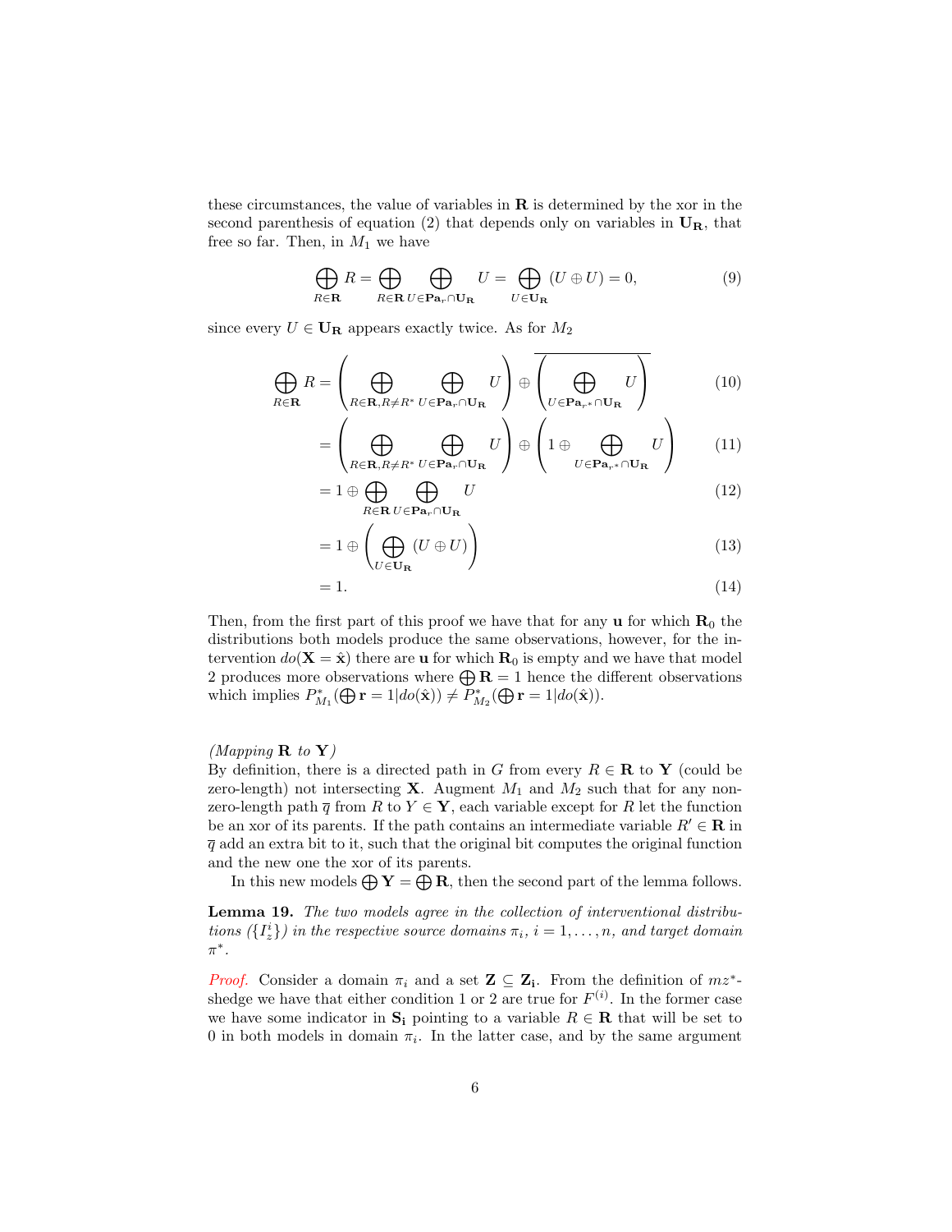these circumstances, the value of variables in $\mathbf{R}$ is determined by the xor in the second parenthesis of equation (2) that depends only on variables in $\mathbf{U_R}$, that free so far. Then, in $M_1$ we have

$$\bigoplus_{R\in\mathbf{R}} R = \bigoplus_{R\in\mathbf{R}} \bigoplus_{U\in\mathbf{Pa}_r\cap\mathbf{U_R}} U = \bigoplus_{U\in\mathbf{U_R}} (U \oplus U) = 0, \tag{9}$$

since every $U \in \mathbf{U_R}$ appears exactly twice. As for $M_2$

$$\bigoplus_{R\in\mathbf{R}} R = \left( \bigoplus_{R\in\mathbf{R}, R\neq R^*} \bigoplus_{U\in\mathbf{Pa}_r\cap\mathbf{U_R}} U \right) \oplus \overline{\left( \bigoplus_{U\in\mathbf{Pa}_{r^*}\cap\mathbf{U_R}} U \right)} \tag{10}$$

$$= \left( \bigoplus_{R\in\mathbf{R}, R\neq R^*} \bigoplus_{U\in\mathbf{Pa}_r\cap\mathbf{U_R}} U \right) \oplus \left( 1 \oplus \bigoplus_{U\in\mathbf{Pa}_{r^*}\cap\mathbf{U_R}} U \right) \tag{11}$$

$$= 1 \oplus \bigoplus_{R\in\mathbf{R}} \bigoplus_{U\in\mathbf{Pa}_r\cap\mathbf{U_R}} U \tag{12}$$

$$= 1 \oplus \left( \bigoplus_{U\in\mathbf{U_R}} (U \oplus U) \right) \tag{13}$$

$$= 1. \tag{14}$$

Then, from the first part of this proof we have that for any $\mathbf{u}$ for which $\mathbf{R}_0$ the distributions both models produce the same observations, however, for the intervention $do(\mathbf{X} = \hat{\mathbf{x}})$ there are $\mathbf{u}$ for which $\mathbf{R}_0$ is empty and we have that model 2 produces more observations where $\bigoplus \mathbf{R} = 1$ hence the different observations which implies $P^*_{M_1}(\bigoplus \mathbf{r} = 1 | do(\hat{\mathbf{x}})) \neq P^*_{M_2}(\bigoplus \mathbf{r} = 1 | do(\hat{\mathbf{x}}))$.

*(Mapping $\mathbf{R}$ to $\mathbf{Y}$)*
By definition, there is a directed path in $G$ from every $R \in \mathbf{R}$ to $\mathbf{Y}$ (could be zero-length) not intersecting $\mathbf{X}$. Augment $M_1$ and $M_2$ such that for any non-zero-length path $\overline{q}$ from $R$ to $Y \in \mathbf{Y}$, each variable except for $R$ let the function be an xor of its parents. If the path contains an intermediate variable $R' \in \mathbf{R}$ in $\overline{q}$ add an extra bit to it, such that the original bit computes the original function and the new one the xor of its parents.

In this new models $\bigoplus \mathbf{Y} = \bigoplus \mathbf{R}$, then the second part of the lemma follows.

**Lemma 19.** *The two models agree in the collection of interventional distributions ($\{I^i_z\}$) in the respective source domains $\pi_i$, $i = 1, \ldots, n$, and target domain $\pi^*$.*

*Proof.* Consider a domain $\pi_i$ and a set $\mathbf{Z} \subseteq \mathbf{Z_i}$. From the definition of $mz^*$-shedge we have that either condition 1 or 2 are true for $F^{(i)}$. In the former case we have some indicator in $\mathbf{S_i}$ pointing to a variable $R \in \mathbf{R}$ that will be set to 0 in both models in domain $\pi_i$. In the latter case, and by the same argument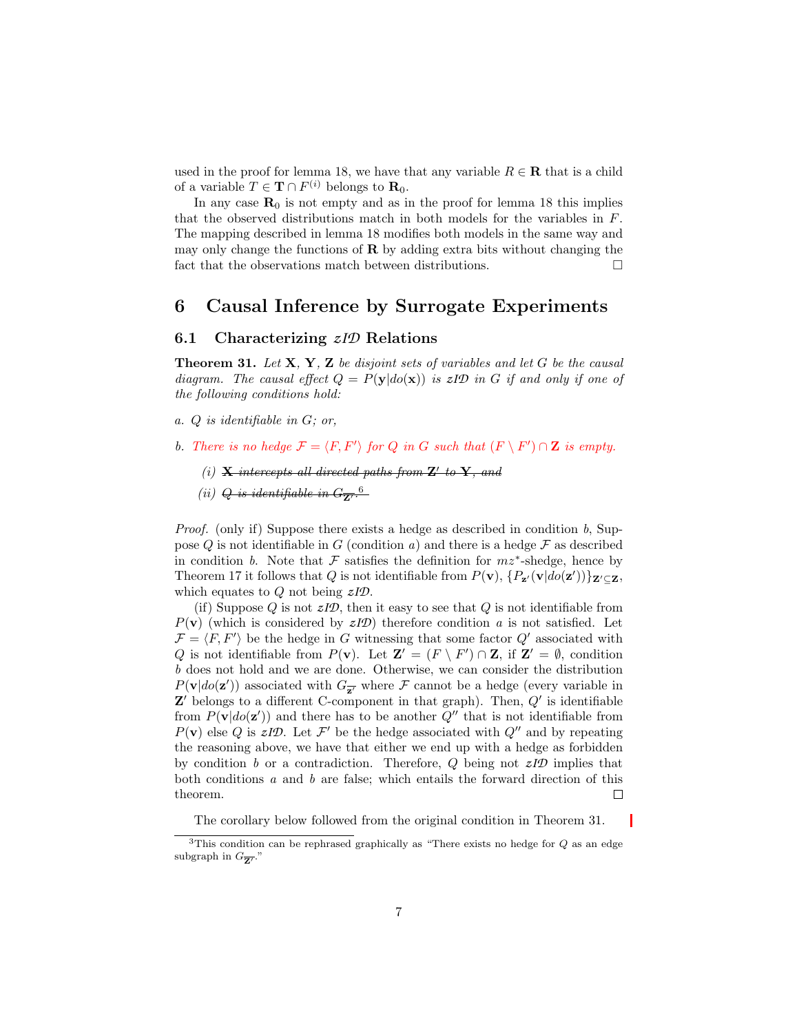used in the proof for lemma 18, we have that any variable $R \in \mathbf{R}$ that is a child of a variable $T \in \mathbf{T} \cap F^{(i)}$ belongs to $\mathbf{R}_0$.

In any case $\mathbf{R}_0$ is not empty and as in the proof for lemma 18 this implies that the observed distributions match in both models for the variables in $F$. The mapping described in lemma 18 modifies both models in the same way and may only change the functions of $\mathbf{R}$ by adding extra bits without changing the fact that the observations match between distributions. □

## 6 Causal Inference by Surrogate Experiments

### 6.1 Characterizing *zID* Relations

**Theorem 31.** *Let $\mathbf{X}$, $\mathbf{Y}$, $\mathbf{Z}$ be disjoint sets of variables and let $G$ be the causal diagram. The causal effect $Q = P(\mathbf{y}|do(\mathbf{x}))$ is zID in $G$ if and only if one of the following conditions hold:*

*a. $Q$ is identifiable in $G$; or,*

*b. There is no hedge $\mathcal{F} = \langle F, F' \rangle$ for $Q$ in $G$ such that $(F \setminus F') \cap \mathbf{Z}$ is empty.*

*(i) ~~$\mathbf{X}$ intercepts all directed paths from $\mathbf{Z}'$ to $\mathbf{Y}$, and~~*

*(ii) ~~$Q$ is identifiable in $G_{\overline{\mathbf{Z}'}}$.~~[6]*

*Proof.* (only if) Suppose there exists a hedge as described in condition $b$, Suppose $Q$ is not identifiable in $G$ (condition $a$) and there is a hedge $\mathcal{F}$ as described in condition $b$. Note that $\mathcal{F}$ satisfies the definition for $mz^*$-shedge, hence by Theorem 17 it follows that $Q$ is not identifiable from $P(\mathbf{v})$, $\{P_{\mathbf{z}'}(\mathbf{v}|do(\mathbf{z}'))\}_{\mathbf{Z}' \subseteq \mathbf{Z}}$, which equates to $Q$ not being *zID*.

(if) Suppose $Q$ is not *zID*, then it easy to see that $Q$ is not identifiable from $P(\mathbf{v})$ (which is considered by *zID*) therefore condition $a$ is not satisfied. Let $\mathcal{F} = \langle F, F' \rangle$ be the hedge in $G$ witnessing that some factor $Q'$ associated with $Q$ is not identifiable from $P(\mathbf{v})$. Let $\mathbf{Z}' = (F \setminus F') \cap \mathbf{Z}$, if $\mathbf{Z}' = \emptyset$, condition $b$ does not hold and we are done. Otherwise, we can consider the distribution $P(\mathbf{v}|do(\mathbf{z}'))$ associated with $G_{\overline{\mathbf{z}'}}$ where $\mathcal{F}$ cannot be a hedge (every variable in $\mathbf{Z}'$ belongs to a different C-component in that graph). Then, $Q'$ is identifiable from $P(\mathbf{v}|do(\mathbf{z}'))$ and there has to be another $Q''$ that is not identifiable from $P(\mathbf{v})$ else $Q$ is *zID*. Let $\mathcal{F}'$ be the hedge associated with $Q''$ and by repeating the reasoning above, we have that either we end up with a hedge as forbidden by condition $b$ or a contradiction. Therefore, $Q$ being not *zID* implies that both conditions $a$ and $b$ are false; which entails the forward direction of this theorem. □

The corollary below followed from the original condition in Theorem 31.

[3]This condition can be rephrased graphically as "There exists no hedge for $Q$ as an edge subgraph in $G_{\overline{\mathbf{Z}'}}$."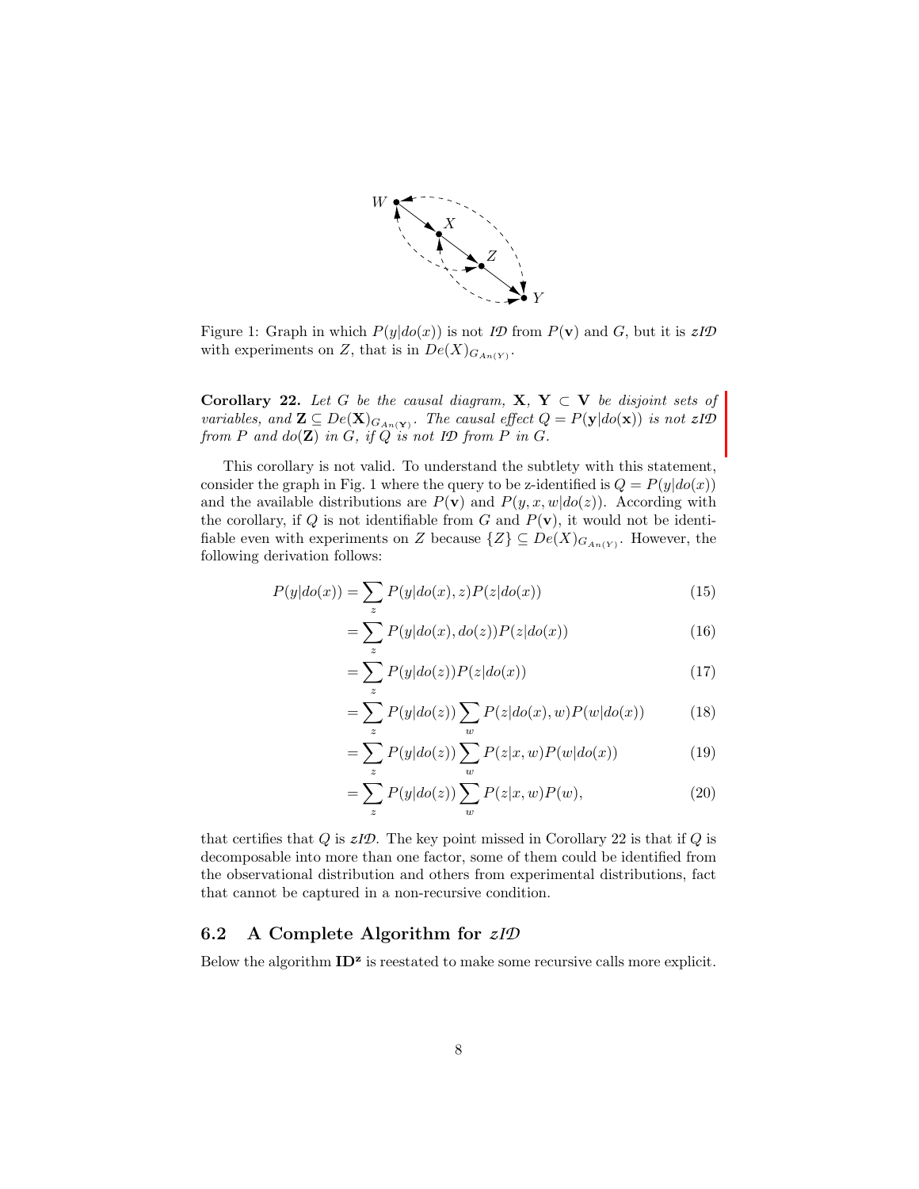Figure 1: Graph in which $P(y|do(x))$ is not *ID* from $P(\mathbf{v})$ and $G$, but it is *zID* with experiments on $Z$, that is in $De(X)_{G_{An(Y)}}$.

**Corollary 22.** *Let $G$ be the causal diagram, $\mathbf{X}$, $\mathbf{Y} \subset \mathbf{V}$ be disjoint sets of variables, and $\mathbf{Z} \subseteq De(\mathbf{X})_{G_{An(\mathbf{Y})}}$. The causal effect $Q = P(\mathbf{y}|do(\mathbf{x}))$ is not zID from $P$ and $do(\mathbf{Z})$ in $G$, if $Q$ is not ID from $P$ in $G$.*

This corollary is not valid. To understand the subtlety with this statement, consider the graph in Fig. 1 where the query to be z-identified is $Q = P(y|do(x))$ and the available distributions are $P(\mathbf{v})$ and $P(y, x, w|do(z))$. According with the corollary, if $Q$ is not identifiable from $G$ and $P(\mathbf{v})$, it would not be identifiable even with experiments on $Z$ because $\{Z\} \subseteq De(X)_{G_{An(Y)}}$. However, the following derivation follows:

$$P(y|do(x)) = \sum_z P(y|do(x), z)P(z|do(x)) \tag{15}$$

$$= \sum_z P(y|do(x), do(z))P(z|do(x)) \tag{16}$$

$$= \sum_z P(y|do(z))P(z|do(x)) \tag{17}$$

$$= \sum_z P(y|do(z)) \sum_w P(z|do(x), w)P(w|do(x)) \tag{18}$$

$$= \sum_z P(y|do(z)) \sum_w P(z|x, w)P(w|do(x)) \tag{19}$$

$$= \sum_z P(y|do(z)) \sum_w P(z|x, w)P(w), \tag{20}$$

that certifies that $Q$ is *zID*. The key point missed in Corollary 22 is that if $Q$ is decomposable into more than one factor, some of them could be identified from the observational distribution and others from experimental distributions, fact that cannot be captured in a non-recursive condition.

## 6.2 A Complete Algorithm for *zID*

Below the algorithm $\mathbf{ID^z}$ is reestated to make some recursive calls more explicit.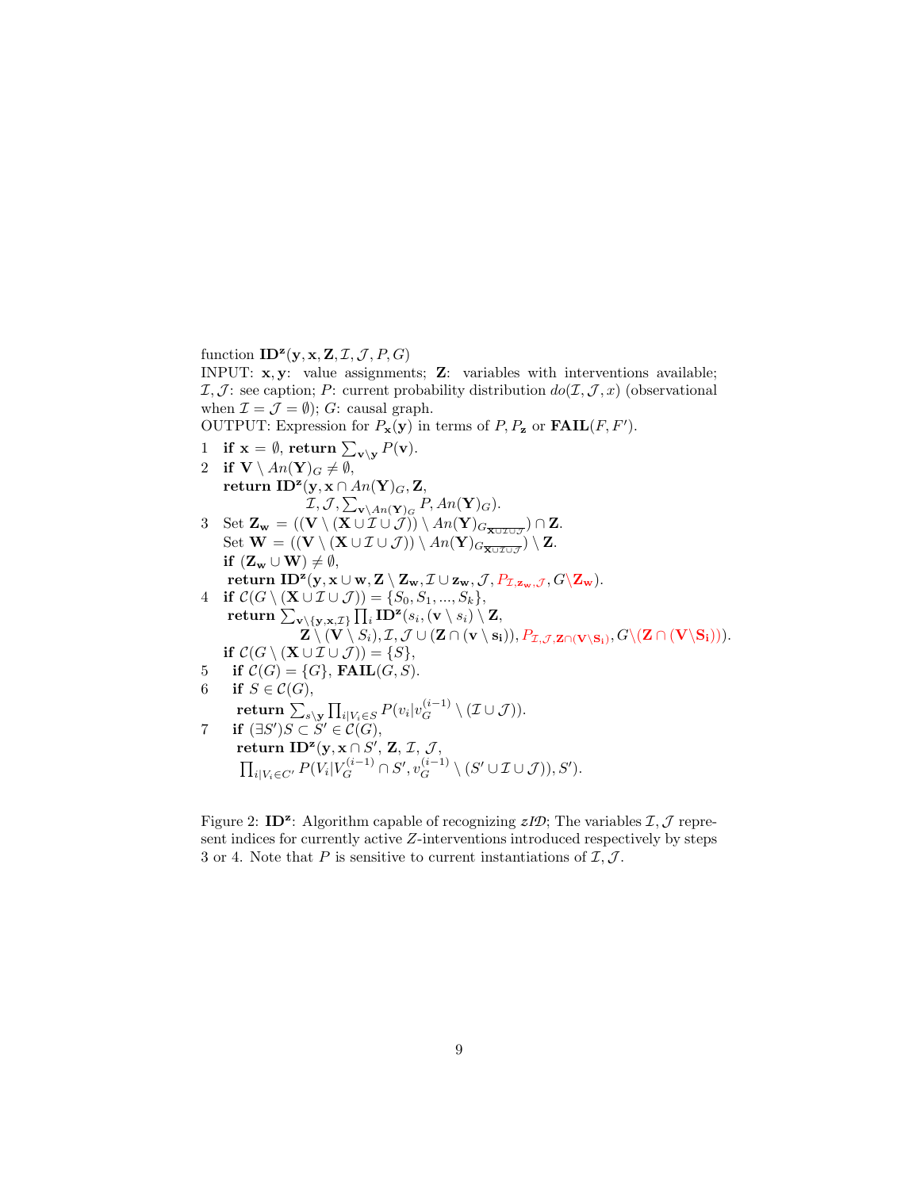function $\mathbf{ID^z}(\mathbf{y}, \mathbf{x}, \mathbf{Z}, \mathcal{I}, \mathcal{J}, P, G)$

INPUT: $\mathbf{x}, \mathbf{y}$: value assignments; $\mathbf{Z}$: variables with interventions available; $\mathcal{I}, \mathcal{J}$: see caption; $P$: current probability distribution $do(\mathcal{I}, \mathcal{J}, x)$ (observational when $\mathcal{I} = \mathcal{J} = \emptyset$); $G$: causal graph.

OUTPUT: Expression for $P_{\mathbf{x}}(\mathbf{y})$ in terms of $P, P_{\mathbf{z}}$ or $\mathbf{FAIL}(F, F')$.

1 **if** $\mathbf{x} = \emptyset$, **return** $\sum_{\mathbf{v} \setminus \mathbf{y}} P(\mathbf{v})$.

2 **if** $\mathbf{V} \setminus An(\mathbf{Y})_G \neq \emptyset$,
  **return** $\mathbf{ID^z}(\mathbf{y}, \mathbf{x} \cap An(\mathbf{Y})_G, \mathbf{Z}, \mathcal{I}, \mathcal{J}, \sum_{\mathbf{v} \setminus An(\mathbf{Y})_G} P, An(\mathbf{Y})_G)$.

3 Set $\mathbf{Z_w} = ((\mathbf{V} \setminus (\mathbf{X} \cup \mathcal{I} \cup \mathcal{J})) \setminus An(\mathbf{Y})_{G_{\overline{\mathbf{X} \cup \mathcal{I} \cup \mathcal{J}}}}) \cap \mathbf{Z}$.
  Set $\mathbf{W} = ((\mathbf{V} \setminus (\mathbf{X} \cup \mathcal{I} \cup \mathcal{J})) \setminus An(\mathbf{Y})_{G_{\overline{\mathbf{X} \cup \mathcal{I} \cup \mathcal{J}}}}) \setminus \mathbf{Z}$.
  **if** $(\mathbf{Z_w} \cup \mathbf{W}) \neq \emptyset$,
  **return** $\mathbf{ID^z}(\mathbf{y}, \mathbf{x} \cup \mathbf{w}, \mathbf{Z} \setminus \mathbf{Z_w}, \mathcal{I} \cup \mathbf{z_w}, \mathcal{J}, P_{\mathcal{I}, \mathbf{z_w}, \mathcal{J}}, G \setminus \mathbf{Z_w})$.

4 **if** $\mathcal{C}(G \setminus (\mathbf{X} \cup \mathcal{I} \cup \mathcal{J})) = \{S_0, S_1, ..., S_k\}$,
  **return** $\sum_{\mathbf{v} \setminus \{\mathbf{y}, \mathbf{x}, \mathcal{I}\}} \prod_i \mathbf{ID^z}(s_i, (\mathbf{v} \setminus s_i) \setminus \mathbf{Z}, \mathbf{Z} \setminus (\mathbf{V} \setminus S_i), \mathcal{I}, \mathcal{J} \cup (\mathbf{Z} \cap (\mathbf{v} \setminus \mathbf{s_i})), P_{\mathcal{I}, \mathcal{J}, \mathbf{Z} \cap (\mathbf{V} \setminus \mathbf{S_i})}, G \setminus (\mathbf{Z} \cap (\mathbf{V} \setminus \mathbf{S_i})))$.
  **if** $\mathcal{C}(G \setminus (\mathbf{X} \cup \mathcal{I} \cup \mathcal{J})) = \{S\}$,

5  **if** $\mathcal{C}(G) = \{G\}$, $\mathbf{FAIL}(G, S)$.

6  **if** $S \in \mathcal{C}(G)$,
  **return** $\sum_{s \setminus \mathbf{y}} \prod_{i | V_i \in S} P(v_i | v_G^{(i-1)} \setminus (\mathcal{I} \cup \mathcal{J}))$.

7  **if** $(\exists S') S \subset S' \in \mathcal{C}(G)$,
  **return** $\mathbf{ID^z}(\mathbf{y}, \mathbf{x} \cap S', \mathbf{Z}, \mathcal{I}, \mathcal{J}, \prod_{i | V_i \in C'} P(V_i | V_G^{(i-1)} \cap S', v_G^{(i-1)} \setminus (S' \cup \mathcal{I} \cup \mathcal{J})), S')$.

Figure 2: $\mathbf{ID^z}$: Algorithm capable of recognizing *zID*; The variables $\mathcal{I}, \mathcal{J}$ represent indices for currently active $Z$-interventions introduced respectively by steps 3 or 4. Note that $P$ is sensitive to current instantiations of $\mathcal{I}, \mathcal{J}$.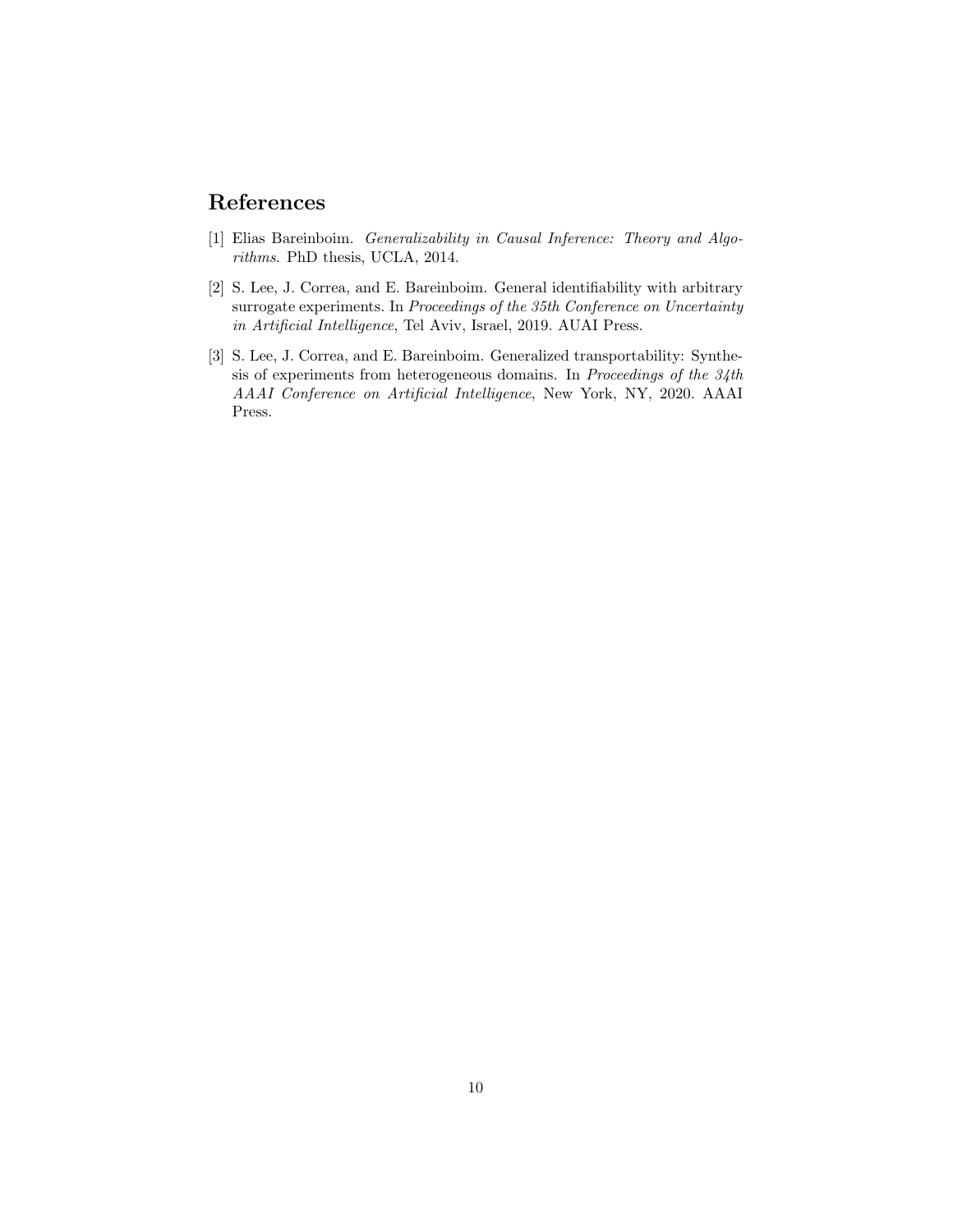## References

[1] Elias Bareinboim. *Generalizability in Causal Inference: Theory and Algorithms*. PhD thesis, UCLA, 2014.

[2] S. Lee, J. Correa, and E. Bareinboim. General identifiability with arbitrary surrogate experiments. In *Proceedings of the 35th Conference on Uncertainty in Artificial Intelligence*, Tel Aviv, Israel, 2019. AUAI Press.

[3] S. Lee, J. Correa, and E. Bareinboim. Generalized transportability: Synthesis of experiments from heterogeneous domains. In *Proceedings of the 34th AAAI Conference on Artificial Intelligence*, New York, NY, 2020. AAAI Press.